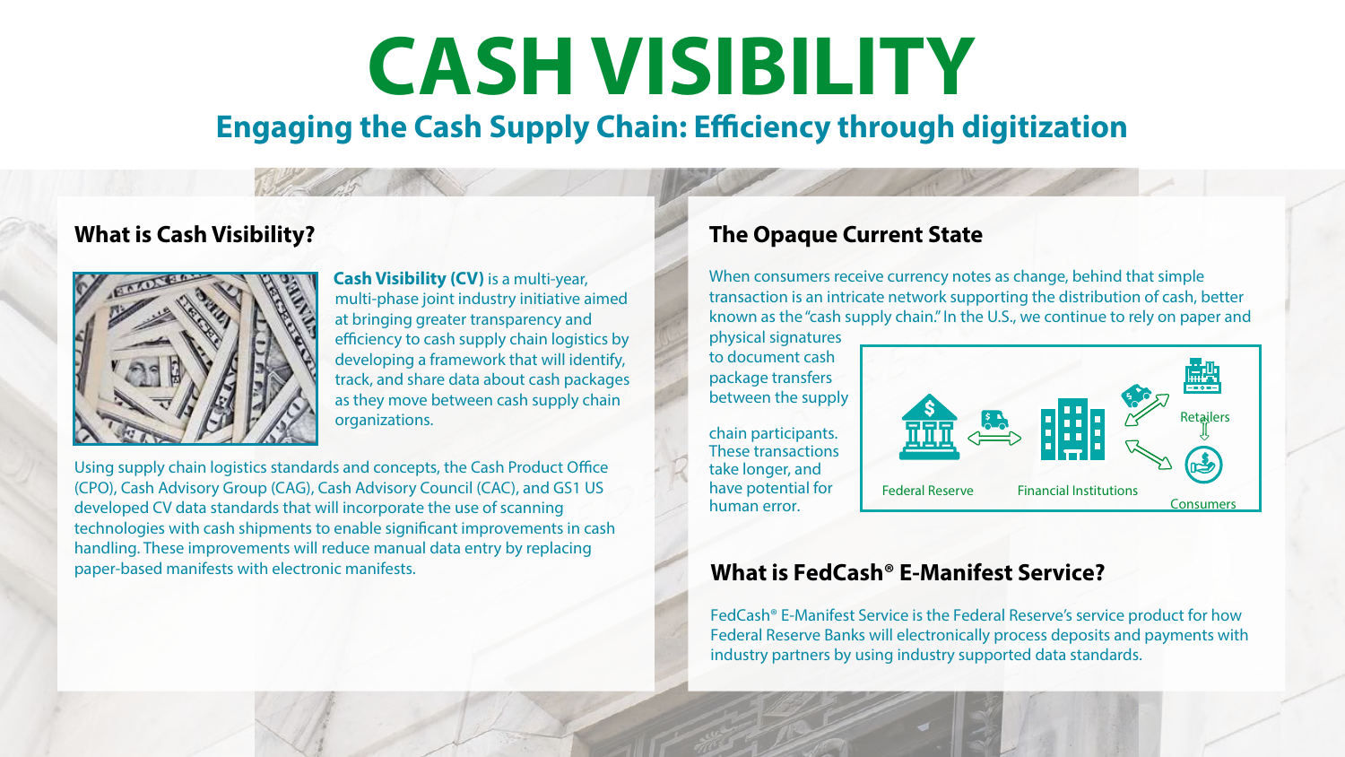# CASH VISIBILITY

## Engaging the Cash Supply Chain: Efficiency through digitization

### What is Cash Visibility?

**Cash Visibility (CV)** is a multi-year, multi-phase joint industry initiative aimed at bringing greater transparency and efficiency to cash supply chain logistics by developing a framework that will identify, track, and share data about cash packages as they move between cash supply chain organizations.

Using supply chain logistics standards and concepts, the Cash Product Office (CPO), Cash Advisory Group (CAG), Cash Advisory Council (CAC), and GS1 US developed CV data standards that will incorporate the use of scanning technologies with cash shipments to enable significant improvements in cash handling. These improvements will reduce manual data entry by replacing paper-based manifests with electronic manifests.

### The Opaque Current State

When consumers receive currency notes as change, behind that simple transaction is an intricate network supporting the distribution of cash, better known as the "cash supply chain." In the U.S., we continue to rely on paper and physical signatures to document cash package transfers between the supply chain participants. These transactions take longer, and have potential for human error.

Federal Reserve

Financial Institutions

Retailers

Consumers

### What is FedCash® E-Manifest Service?

FedCash® E-Manifest Service is the Federal Reserve's service product for how Federal Reserve Banks will electronically process deposits and payments with industry partners by using industry supported data standards.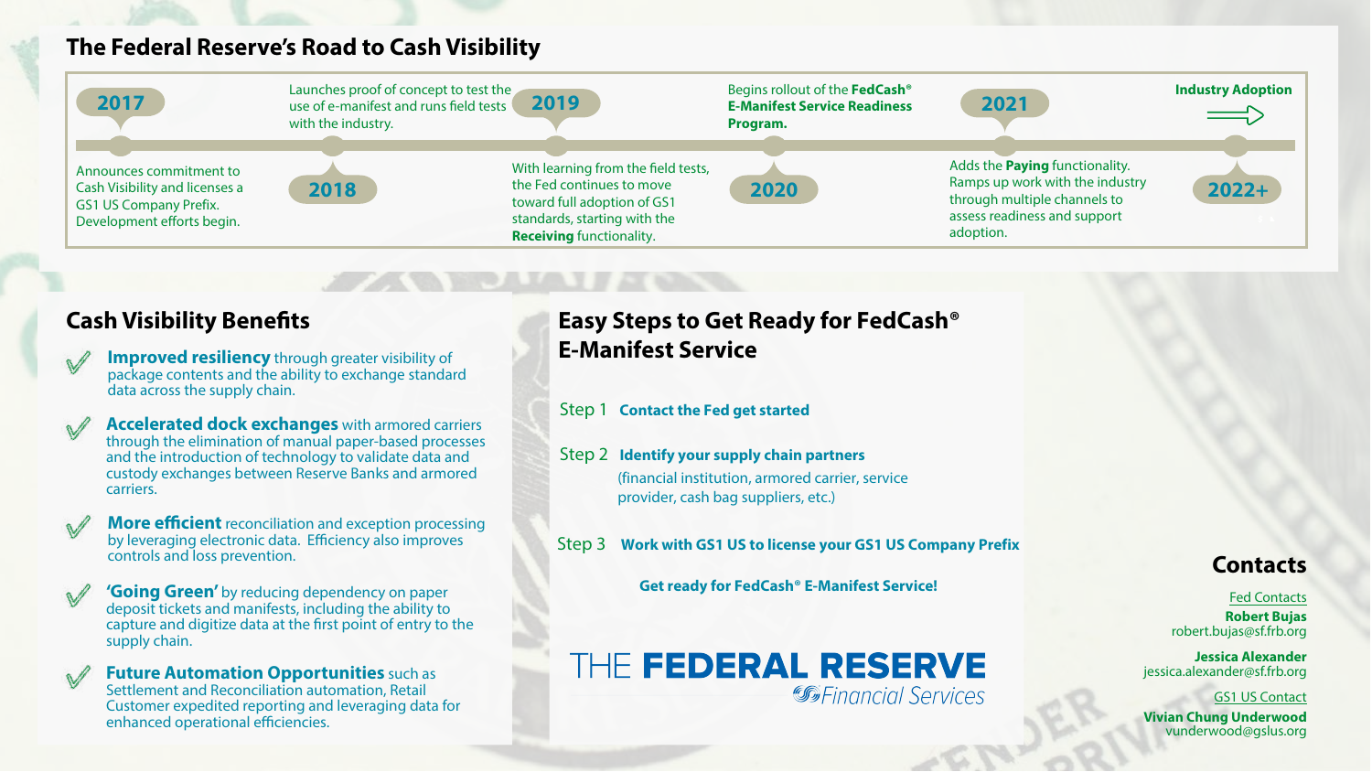## The Federal Reserve's Road to Cash Visibility

**2017**
Announces commitment to Cash Visibility and licenses a GS1 US Company Prefix. Development efforts begin.

**2018**
Launches proof of concept to test the use of e-manifest and runs field tests with the industry.

**2019**
With learning from the field tests, the Fed continues to move toward full adoption of GS1 standards, starting with the **Receiving** functionality.

**2020**
Begins rollout of the **FedCash® E-Manifest Service Readiness Program.**

**2021**
Adds the **Paying** functionality. Ramps up work with the industry through multiple channels to assess readiness and support adoption.

**2022+**
**Industry Adoption**

## Cash Visibility Benefits

- **Improved resiliency** through greater visibility of package contents and the ability to exchange standard data across the supply chain.
- **Accelerated dock exchanges** with armored carriers through the elimination of manual paper-based processes and the introduction of technology to validate data and custody exchanges between Reserve Banks and armored carriers.
- **More efficient** reconciliation and exception processing by leveraging electronic data. Efficiency also improves controls and loss prevention.
- **'Going Green'** by reducing dependency on paper deposit tickets and manifests, including the ability to capture and digitize data at the first point of entry to the supply chain.
- **Future Automation Opportunities** such as Settlement and Reconciliation automation, Retail Customer expedited reporting and leveraging data for enhanced operational efficiencies.

## Easy Steps to Get Ready for FedCash® E-Manifest Service

Step 1 **Contact the Fed get started**

Step 2 **Identify your supply chain partners**
(financial institution, armored carrier, service provider, cash bag suppliers, etc.)

Step 3 **Work with GS1 US to license your GS1 US Company Prefix**

**Get ready for FedCash® E-Manifest Service!**

THE **FEDERAL RESERVE**
*Financial Services*

## Contacts

Fed Contacts

**Robert Bujas**
robert.bujas@sf.frb.org

**Jessica Alexander**
jessica.alexander@sf.frb.org

GS1 US Contact

**Vivian Chung Underwood**
vunderwood@gslus.org